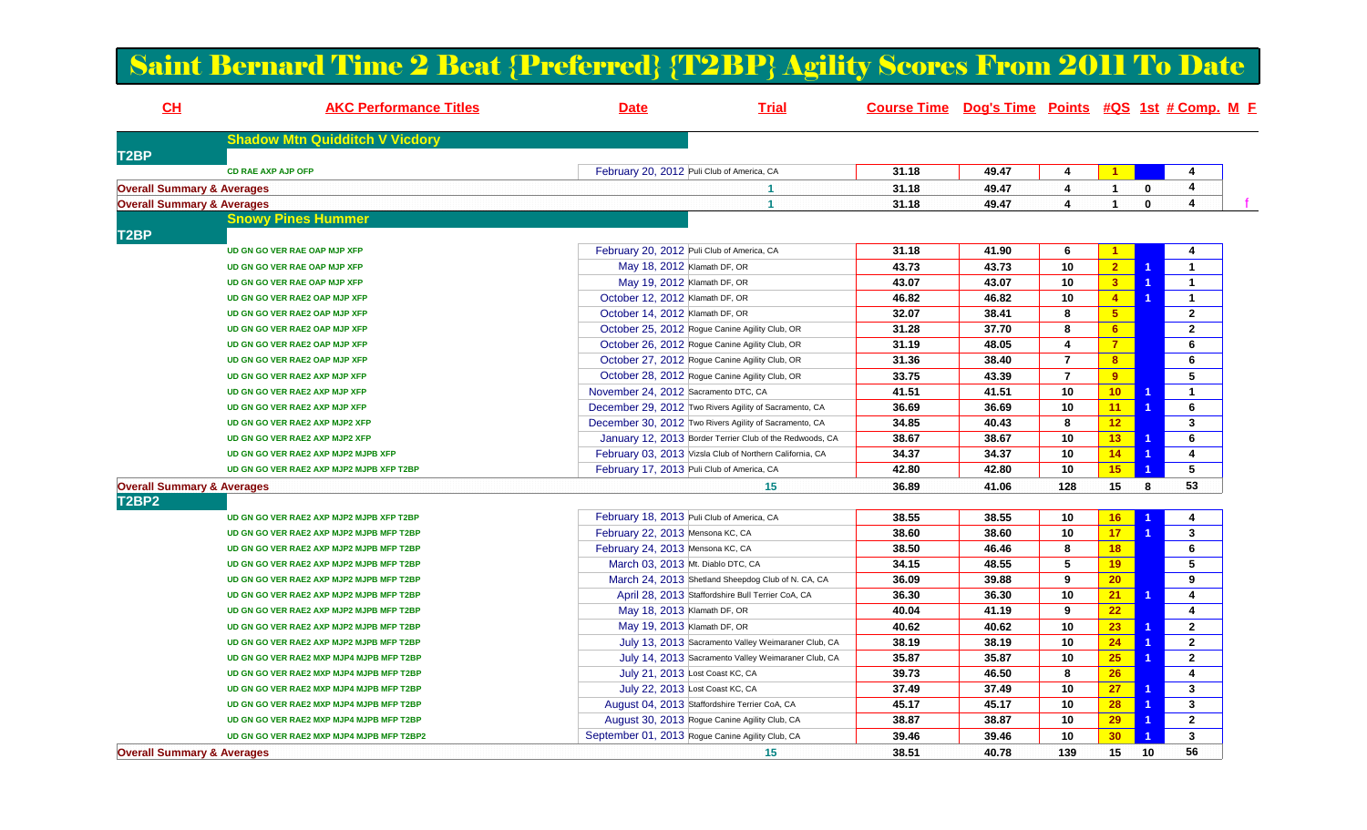# Saint Bernard Time 2 Beat {Preferred} {T2BP} Agility Scores From 2011 To Date

| CH | AKC Performance Titles | Date | Trial | Course Time | Dog's Time | Points | #QS | 1st | # Comp. | M | F |
|---|---|---|---|---|---|---|---|---|---|---|---|
| | **Shadow Mtn Quidditch V Vicdory** | | | | | | | | | | |
| **T2BP** | | | | | | | | | | | |
| | CD RAE AXP AJP OFP | February 20, 2012 | Puli Club of America, CA | 31.18 | 49.47 | 4 | 1 | | 4 | | |
| **Overall Summary & Averages** | | | 1 | 31.18 | 49.47 | 4 | 1 | 0 | 4 | | |
| **Overall Summary & Averages** | | | 1 | 31.18 | 49.47 | 4 | 1 | 0 | 4 | | f |
| | **Snowy Pines Hummer** | | | | | | | | | | |
| **T2BP** | | | | | | | | | | | |
| | UD GN GO VER RAE OAP MJP XFP | February 20, 2012 | Puli Club of America, CA | 31.18 | 41.90 | 6 | 1 | | 4 | | |
| | UD GN GO VER RAE OAP MJP XFP | May 18, 2012 | Klamath DF, OR | 43.73 | 43.73 | 10 | 2 | 1 | 1 | | |
| | UD GN GO VER RAE OAP MJP XFP | May 19, 2012 | Klamath DF, OR | 43.07 | 43.07 | 10 | 3 | 1 | 1 | | |
| | UD GN GO VER RAE2 OAP MJP XFP | October 12, 2012 | Klamath DF, OR | 46.82 | 46.82 | 10 | 4 | 1 | 1 | | |
| | UD GN GO VER RAE2 OAP MJP XFP | October 14, 2012 | Klamath DF, OR | 32.07 | 38.41 | 8 | 5 | | 2 | | |
| | UD GN GO VER RAE2 OAP MJP XFP | October 25, 2012 | Rogue Canine Agility Club, OR | 31.28 | 37.70 | 8 | 6 | | 2 | | |
| | UD GN GO VER RAE2 OAP MJP XFP | October 26, 2012 | Rogue Canine Agility Club, OR | 31.19 | 48.05 | 4 | 7 | | 6 | | |
| | UD GN GO VER RAE2 OAP MJP XFP | October 27, 2012 | Rogue Canine Agility Club, OR | 31.36 | 38.40 | 7 | 8 | | 6 | | |
| | UD GN GO VER RAE2 AXP MJP XFP | October 28, 2012 | Rogue Canine Agility Club, OR | 33.75 | 43.39 | 7 | 9 | | 5 | | |
| | UD GN GO VER RAE2 AXP MJP XFP | November 24, 2012 | Sacramento DTC, CA | 41.51 | 41.51 | 10 | 10 | 1 | 1 | | |
| | UD GN GO VER RAE2 AXP MJP XFP | December 29, 2012 | Two Rivers Agility of Sacramento, CA | 36.69 | 36.69 | 10 | 11 | 1 | 6 | | |
| | UD GN GO VER RAE2 AXP MJP2 XFP | December 30, 2012 | Two Rivers Agility of Sacramento, CA | 34.85 | 40.43 | 8 | 12 | | 3 | | |
| | UD GN GO VER RAE2 AXP MJP2 XFP | January 12, 2013 | Border Terrier Club of the Redwoods, CA | 38.67 | 38.67 | 10 | 13 | 1 | 6 | | |
| | UD GN GO VER RAE2 AXP MJP2 MJPB XFP | February 03, 2013 | Vizsla Club of Northern California, CA | 34.37 | 34.37 | 10 | 14 | 1 | 4 | | |
| | UD GN GO VER RAE2 AXP MJP2 MJPB XFP T2BP | February 17, 2013 | Puli Club of America, CA | 42.80 | 42.80 | 10 | 15 | 1 | 5 | | |
| **Overall Summary & Averages** | | | 15 | 36.89 | 41.06 | 128 | 15 | 8 | 53 | | |
| **T2BP2** | | | | | | | | | | | |
| | UD GN GO VER RAE2 AXP MJP2 MJPB XFP T2BP | February 18, 2013 | Puli Club of America, CA | 38.55 | 38.55 | 10 | 16 | 1 | 4 | | |
| | UD GN GO VER RAE2 AXP MJP2 MJPB MFP T2BP | February 22, 2013 | Mensona KC, CA | 38.60 | 38.60 | 10 | 17 | 1 | 3 | | |
| | UD GN GO VER RAE2 AXP MJP2 MJPB MFP T2BP | February 24, 2013 | Mensona KC, CA | 38.50 | 46.46 | 8 | 18 | | 6 | | |
| | UD GN GO VER RAE2 AXP MJP2 MJPB MFP T2BP | March 03, 2013 | Mt. Diablo DTC, CA | 34.15 | 48.55 | 5 | 19 | | 5 | | |
| | UD GN GO VER RAE2 AXP MJP2 MJPB MFP T2BP | March 24, 2013 | Shetland Sheepdog Club of N. CA, CA | 36.09 | 39.88 | 9 | 20 | | 9 | | |
| | UD GN GO VER RAE2 AXP MJP2 MJPB MFP T2BP | April 28, 2013 | Staffordshire Bull Terrier CoA, CA | 36.30 | 36.30 | 10 | 21 | 1 | 4 | | |
| | UD GN GO VER RAE2 AXP MJP2 MJPB MFP T2BP | May 18, 2013 | Klamath DF, OR | 40.04 | 41.19 | 9 | 22 | | 4 | | |
| | UD GN GO VER RAE2 AXP MJP2 MJPB MFP T2BP | May 19, 2013 | Klamath DF, OR | 40.62 | 40.62 | 10 | 23 | 1 | 2 | | |
| | UD GN GO VER RAE2 AXP MJP2 MJPB MFP T2BP | July 13, 2013 | Sacramento Valley Weimaraner Club, CA | 38.19 | 38.19 | 10 | 24 | 1 | 2 | | |
| | UD GN GO VER RAE2 MXP MJP4 MJPB MFP T2BP | July 14, 2013 | Sacramento Valley Weimaraner Club, CA | 35.87 | 35.87 | 10 | 25 | 1 | 2 | | |
| | UD GN GO VER RAE2 MXP MJP4 MJPB MFP T2BP | July 21, 2013 | Lost Coast KC, CA | 39.73 | 46.50 | 8 | 26 | | 4 | | |
| | UD GN GO VER RAE2 MXP MJP4 MJPB MFP T2BP | July 22, 2013 | Lost Coast KC, CA | 37.49 | 37.49 | 10 | 27 | 1 | 3 | | |
| | UD GN GO VER RAE2 MXP MJP4 MJPB MFP T2BP | August 04, 2013 | Staffordshire Terrier CoA, CA | 45.17 | 45.17 | 10 | 28 | 1 | 3 | | |
| | UD GN GO VER RAE2 MXP MJP4 MJPB MFP T2BP | August 30, 2013 | Rogue Canine Agility Club, CA | 38.87 | 38.87 | 10 | 29 | 1 | 2 | | |
| | UD GN GO VER RAE2 MXP MJP4 MJPB MFP T2BP2 | September 01, 2013 | Rogue Canine Agility Club, CA | 39.46 | 39.46 | 10 | 30 | 1 | 3 | | |
| **Overall Summary & Averages** | | | 15 | 38.51 | 40.78 | 139 | 15 | 10 | 56 | | |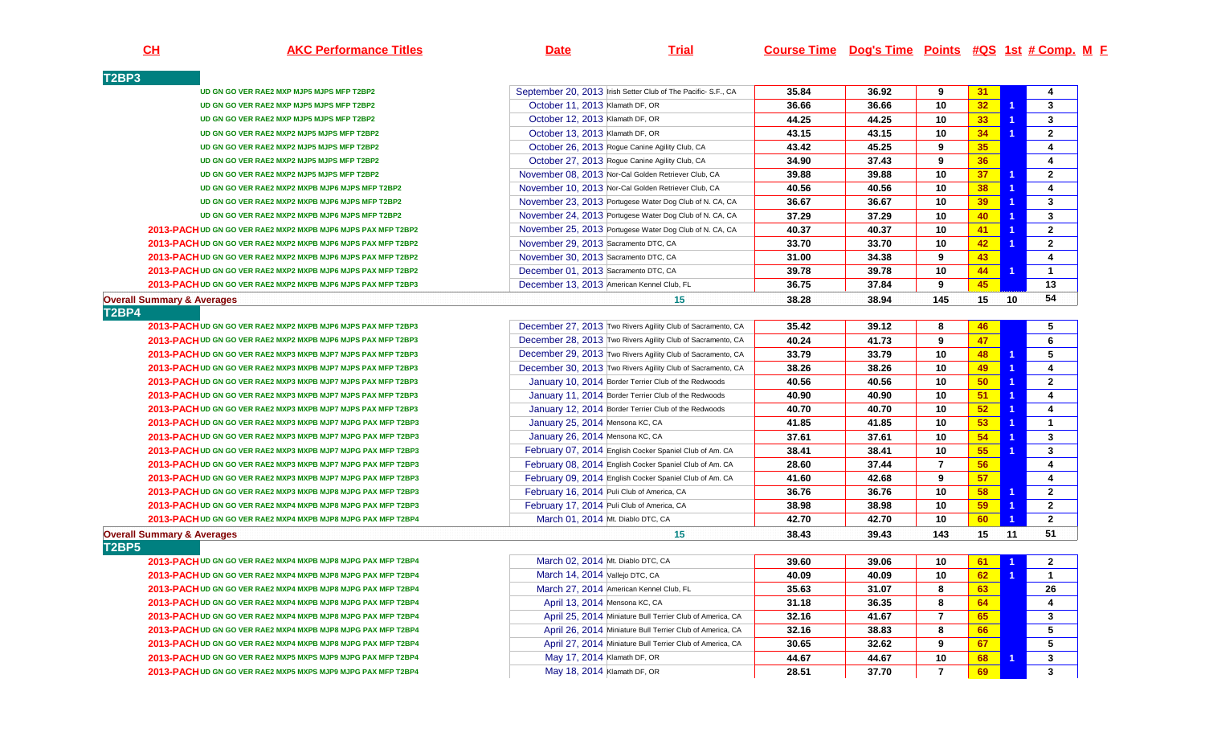| CH | AKC Performance Titles | Date | Trial | Course Time | Dog's Time | Points | #QS | 1st | # Comp. | M | F |
|---|---|---|---|---|---|---|---|---|---|---|---|
| **T2BP3** | | | | | | | | | | | |
| | UD GN GO VER RAE2 MXP MJP5 MJPS MFP T2BP2 | September 20, 2013 | Irish Setter Club of The Pacific- S.F., CA | 35.84 | 36.92 | 9 | 31 | | 4 | | |
| | UD GN GO VER RAE2 MXP MJP5 MJPS MFP T2BP2 | October 11, 2013 | Klamath DF, OR | 36.66 | 36.66 | 10 | 32 | 1 | 3 | | |
| | UD GN GO VER RAE2 MXP MJP5 MJPS MFP T2BP2 | October 12, 2013 | Klamath DF, OR | 44.25 | 44.25 | 10 | 33 | 1 | 3 | | |
| | UD GN GO VER RAE2 MXP2 MJP5 MJPS MFP T2BP2 | October 13, 2013 | Klamath DF, OR | 43.15 | 43.15 | 10 | 34 | 1 | 2 | | |
| | UD GN GO VER RAE2 MXP2 MJP5 MJPS MFP T2BP2 | October 26, 2013 | Rogue Canine Agility Club, CA | 43.42 | 45.25 | 9 | 35 | | 4 | | |
| | UD GN GO VER RAE2 MXP2 MJP5 MJPS MFP T2BP2 | October 27, 2013 | Rogue Canine Agility Club, CA | 34.90 | 37.43 | 9 | 36 | | 4 | | |
| | UD GN GO VER RAE2 MXP2 MJP5 MJPS MFP T2BP2 | November 08, 2013 | Nor-Cal Golden Retriever Club, CA | 39.88 | 39.88 | 10 | 37 | 1 | 2 | | |
| | UD GN GO VER RAE2 MXP2 MXPB MJP6 MJPS MFP T2BP2 | November 10, 2013 | Nor-Cal Golden Retriever Club, CA | 40.56 | 40.56 | 10 | 38 | 1 | 4 | | |
| | UD GN GO VER RAE2 MXP2 MXPB MJP6 MJPS MFP T2BP2 | November 23, 2013 | Portugese Water Dog Club of N. CA, CA | 36.67 | 36.67 | 10 | 39 | 1 | 3 | | |
| | UD GN GO VER RAE2 MXP2 MXPB MJP6 MJPS MFP T2BP2 | November 24, 2013 | Portugese Water Dog Club of N. CA, CA | 37.29 | 37.29 | 10 | 40 | 1 | 3 | | |
| 2013-PACH | UD GN GO VER RAE2 MXP2 MXPB MJP6 MJPS PAX MFP T2BP2 | November 25, 2013 | Portugese Water Dog Club of N. CA, CA | 40.37 | 40.37 | 10 | 41 | 1 | 2 | | |
| 2013-PACH | UD GN GO VER RAE2 MXP2 MXPB MJP6 MJPS PAX MFP T2BP2 | November 29, 2013 | Sacramento DTC, CA | 33.70 | 33.70 | 10 | 42 | 1 | 2 | | |
| 2013-PACH | UD GN GO VER RAE2 MXP2 MXPB MJP6 MJPS PAX MFP T2BP2 | November 30, 2013 | Sacramento DTC, CA | 31.00 | 34.38 | 9 | 43 | | 4 | | |
| 2013-PACH | UD GN GO VER RAE2 MXP2 MXPB MJP6 MJPS PAX MFP T2BP2 | December 01, 2013 | Sacramento DTC, CA | 39.78 | 39.78 | 10 | 44 | 1 | 1 | | |
| 2013-PACH | UD GN GO VER RAE2 MXP2 MXPB MJP6 MJPS PAX MFP T2BP3 | December 13, 2013 | American Kennel Club, FL | 36.75 | 37.84 | 9 | 45 | | 13 | | |
| **Overall Summary & Averages** | | | 15 | 38.28 | 38.94 | 145 | 15 | 10 | 54 | | |
| **T2BP4** | | | | | | | | | | | |
| 2013-PACH | UD GN GO VER RAE2 MXP2 MXPB MJP6 MJPS PAX MFP T2BP3 | December 27, 2013 | Two Rivers Agility Club of Sacramento, CA | 35.42 | 39.12 | 8 | 46 | | 5 | | |
| 2013-PACH | UD GN GO VER RAE2 MXP2 MXPB MJP6 MJPS PAX MFP T2BP3 | December 28, 2013 | Two Rivers Agility Club of Sacramento, CA | 40.24 | 41.73 | 9 | 47 | | 6 | | |
| 2013-PACH | UD GN GO VER RAE2 MXP3 MXPB MJP7 MJPS PAX MFP T2BP3 | December 29, 2013 | Two Rivers Agility Club of Sacramento, CA | 33.79 | 33.79 | 10 | 48 | 1 | 5 | | |
| 2013-PACH | UD GN GO VER RAE2 MXP3 MXPB MJP7 MJPS PAX MFP T2BP3 | December 30, 2013 | Two Rivers Agility Club of Sacramento, CA | 38.26 | 38.26 | 10 | 49 | 1 | 4 | | |
| 2013-PACH | UD GN GO VER RAE2 MXP3 MXPB MJP7 MJPS PAX MFP T2BP3 | January 10, 2014 | Border Terrier Club of the Redwoods | 40.56 | 40.56 | 10 | 50 | 1 | 2 | | |
| 2013-PACH | UD GN GO VER RAE2 MXP3 MXPB MJP7 MJPS PAX MFP T2BP3 | January 11, 2014 | Border Terrier Club of the Redwoods | 40.90 | 40.90 | 10 | 51 | 1 | 4 | | |
| 2013-PACH | UD GN GO VER RAE2 MXP3 MXPB MJP7 MJPS PAX MFP T2BP3 | January 12, 2014 | Border Terrier Club of the Redwoods | 40.70 | 40.70 | 10 | 52 | 1 | 4 | | |
| 2013-PACH | UD GN GO VER RAE2 MXP3 MXPB MJP7 MJPG PAX MFP T2BP3 | January 25, 2014 | Mensona KC, CA | 41.85 | 41.85 | 10 | 53 | 1 | 1 | | |
| 2013-PACH | UD GN GO VER RAE2 MXP3 MXPB MJP7 MJPG PAX MFP T2BP3 | January 26, 2014 | Mensona KC, CA | 37.61 | 37.61 | 10 | 54 | 1 | 3 | | |
| 2013-PACH | UD GN GO VER RAE2 MXP3 MXPB MJP7 MJPG PAX MFP T2BP3 | February 07, 2014 | English Cocker Spaniel Club of Am. CA | 38.41 | 38.41 | 10 | 55 | 1 | 3 | | |
| 2013-PACH | UD GN GO VER RAE2 MXP3 MXPB MJP7 MJPG PAX MFP T2BP3 | February 08, 2014 | English Cocker Spaniel Club of Am. CA | 28.60 | 37.44 | 7 | 56 | | 4 | | |
| 2013-PACH | UD GN GO VER RAE2 MXP3 MXPB MJP7 MJPG PAX MFP T2BP3 | February 09, 2014 | English Cocker Spaniel Club of Am. CA | 41.60 | 42.68 | 9 | 57 | | 4 | | |
| 2013-PACH | UD GN GO VER RAE2 MXP3 MXPB MJP8 MJPG PAX MFP T2BP3 | February 16, 2014 | Puli Club of America, CA | 36.76 | 36.76 | 10 | 58 | 1 | 2 | | |
| 2013-PACH | UD GN GO VER RAE2 MXP4 MXPB MJP8 MJPG PAX MFP T2BP3 | February 17, 2014 | Puli Club of America, CA | 38.98 | 38.98 | 10 | 59 | 1 | 2 | | |
| 2013-PACH | UD GN GO VER RAE2 MXP4 MXPB MJP8 MJPG PAX MFP T2BP4 | March 01, 2014 | Mt. Diablo DTC, CA | 42.70 | 42.70 | 10 | 60 | 1 | 2 | | |
| **Overall Summary & Averages** | | | 15 | 38.43 | 39.43 | 143 | 15 | 11 | 51 | | |
| **T2BP5** | | | | | | | | | | | |
| 2013-PACH | UD GN GO VER RAE2 MXP4 MXPB MJP8 MJPG PAX MFP T2BP4 | March 02, 2014 | Mt. Diablo DTC, CA | 39.60 | 39.06 | 10 | 61 | 1 | 2 | | |
| 2013-PACH | UD GN GO VER RAE2 MXP4 MXPB MJP8 MJPG PAX MFP T2BP4 | March 14, 2014 | Vallejo DTC, CA | 40.09 | 40.09 | 10 | 62 | 1 | 1 | | |
| 2013-PACH | UD GN GO VER RAE2 MXP4 MXPB MJP8 MJPG PAX MFP T2BP4 | March 27, 2014 | American Kennel Club, FL | 35.63 | 31.07 | 8 | 63 | | 26 | | |
| 2013-PACH | UD GN GO VER RAE2 MXP4 MXPB MJP8 MJPG PAX MFP T2BP4 | April 13, 2014 | Mensona KC, CA | 31.18 | 36.35 | 8 | 64 | | 4 | | |
| 2013-PACH | UD GN GO VER RAE2 MXP4 MXPB MJP8 MJPG PAX MFP T2BP4 | April 25, 2014 | Miniature Bull Terrier Club of America, CA | 32.16 | 41.67 | 7 | 65 | | 3 | | |
| 2013-PACH | UD GN GO VER RAE2 MXP4 MXPB MJP8 MJPG PAX MFP T2BP4 | April 26, 2014 | Miniature Bull Terrier Club of America, CA | 32.16 | 38.83 | 8 | 66 | | 5 | | |
| 2013-PACH | UD GN GO VER RAE2 MXP4 MXPB MJP8 MJPG PAX MFP T2BP4 | April 27, 2014 | Miniature Bull Terrier Club of America, CA | 30.65 | 32.62 | 9 | 67 | | 5 | | |
| 2013-PACH | UD GN GO VER RAE2 MXP5 MXPS MJP9 MJPG PAX MFP T2BP4 | May 17, 2014 | Klamath DF, OR | 44.67 | 44.67 | 10 | 68 | 1 | 3 | | |
| 2013-PACH | UD GN GO VER RAE2 MXP5 MXPS MJP9 MJPG PAX MFP T2BP4 | May 18, 2014 | Klamath DF, OR | 28.51 | 37.70 | 7 | 69 | | 3 | | |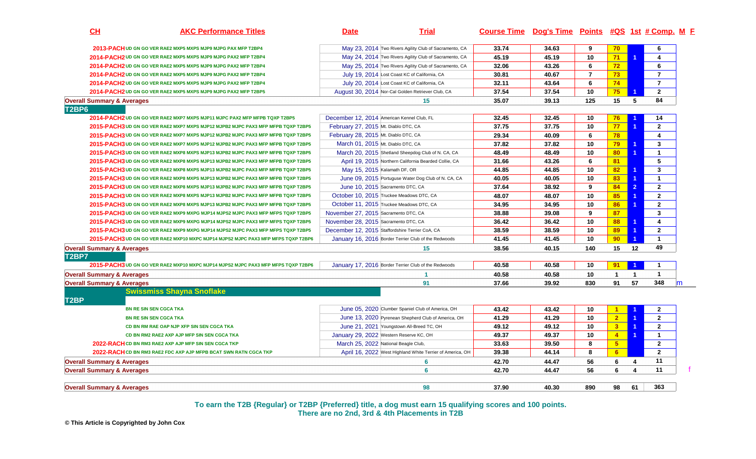| CH | AKC Performance Titles | Date | Trial | Course Time | Dog's Time | Points | #QS | 1st | # Comp. | M | F |
|---|---|---|---|---|---|---|---|---|---|---|---|
| 2013-PACH | UD GN GO VER RAE2 MXP5 MXPS MJP9 MJPG PAX MFP T2BP4 | May 23, 2014 | Two Rivers Agility Club of Sacramento, CA | 33.74 | 34.63 | 9 | 70 | | 6 | | |
| 2014-PACH2 | UD GN GO VER RAE2 MXP5 MXPS MJP9 MJPG PAX2 MFP T2BP4 | May 24, 2014 | Two Rivers Agility Club of Sacramento, CA | 45.19 | 45.19 | 10 | 71 | 1 | 4 | | |
| 2014-PACH2 | UD GN GO VER RAE2 MXP5 MXPS MJP9 MJPG PAX2 MFP T2BP4 | May 25, 2014 | Two Rivers Agility Club of Sacramento, CA | 32.06 | 43.26 | 6 | 72 | | 6 | | |
| 2014-PACH2 | UD GN GO VER RAE2 MXP5 MXPS MJP9 MJPG PAX2 MFP T2BP4 | July 19, 2014 | Lost Coast KC of California, CA | 30.81 | 40.67 | 7 | 73 | | 7 | | |
| 2014-PACH2 | UD GN GO VER RAE2 MXP5 MXPS MJP9 MJPG PAX2 MFP T2BP4 | July 20, 2014 | Lost Coast KC of California, CA | 32.11 | 43.64 | 6 | 74 | | 7 | | |
| 2014-PACH2 | UD GN GO VER RAE2 MXP5 MXPS MJP9 MJPG PAX2 MFP T2BP5 | August 30, 2014 | Nor-Cal Golden Retriever Club, CA | 37.54 | 37.54 | 10 | 75 | 1 | 2 | | |
| **Overall Summary & Averages** | | | 15 | 35.07 | 39.13 | 125 | 15 | 5 | 84 | | |
| **T2BP6** | | | | | | | | | | | |
| 2014-PACH2 | UD GN GO VER RAE2 MXP7 MXPS MJP11 MJPC PAX2 MFP MFPB TQXP T2BP5 | December 12, 2014 | American Kennel Club, FL | 32.45 | 32.45 | 10 | 76 | 1 | 14 | | |
| 2015-PACH3 | UD GN GO VER RAE2 MXP7 MXPS MJP12 MJPB2 MJPC PAX3 MFP MFPB TQXP T2BP5 | February 27, 2015 | Mt. Diablo DTC, CA | 37.75 | 37.75 | 10 | 77 | 1 | 2 | | |
| 2015-PACH3 | UD GN GO VER RAE2 MXP7 MXPS MJP12 MJPB2 MJPC PAX3 MFP MFPB TQXP T2BP5 | February 28, 2015 | Mt. Diablo DTC, CA | 29.34 | 40.09 | 6 | 78 | | 4 | | |
| 2015-PACH3 | UD GN GO VER RAE2 MXP7 MXPS MJP12 MJPB2 MJPC PAX3 MFP MFPB TQXP T2BP5 | March 01, 2015 | Mt. Diablo DTC, CA | 37.82 | 37.82 | 10 | 79 | 1 | 3 | | |
| 2015-PACH3 | UD GN GO VER RAE2 MXP8 MXPS MJP13 MJPB2 MJPC PAX3 MFP MFPB TQXP T2BP5 | March 20, 2015 | Shetland Sheepdog Club of N. CA, CA | 48.49 | 48.49 | 10 | 80 | 1 | 1 | | |
| 2015-PACH3 | UD GN GO VER RAE2 MXP8 MXPS MJP13 MJPB2 MJPC PAX3 MFP MFPB TQXP T2BP5 | April 19, 2015 | Northern California Bearded Collie, CA | 31.66 | 43.26 | 6 | 81 | | 5 | | |
| 2015-PACH3 | UD GN GO VER RAE2 MXP8 MXPS MJP13 MJPB2 MJPC PAX3 MFP MFPB TQXP T2BP5 | May 15, 2015 | Kalamath DF, OR | 44.85 | 44.85 | 10 | 82 | 1 | 3 | | |
| 2015-PACH3 | UD GN GO VER RAE2 MXP8 MXPS MJP13 MJPB2 MJPC PAX3 MFP MFPB TQXP T2BP5 | June 09, 2015 | Portuguese Water Dog Club of N. CA, CA | 40.05 | 40.05 | 10 | 83 | 1 | 1 | | |
| 2015-PACH3 | UD GN GO VER RAE2 MXP8 MXPS MJP13 MJPB2 MJPC PAX3 MFP MFPB TQXP T2BP5 | June 10, 2015 | Sacramento DTC, CA | 37.64 | 38.92 | 9 | 84 | 2 | 2 | | |
| 2015-PACH3 | UD GN GO VER RAE2 MXP8 MXPS MJP13 MJPB2 MJPC PAX3 MFP MFPB TQXP T2BP5 | October 10, 2015 | Truckee Meadows DTC, CA | 48.07 | 48.07 | 10 | 85 | 1 | 2 | | |
| 2015-PACH3 | UD GN GO VER RAE2 MXP8 MXPS MJP13 MJPB2 MJPC PAX3 MFP MFPB TQXP T2BP5 | October 11, 2015 | Truckee Meadows DTC, CA | 34.95 | 34.95 | 10 | 86 | 1 | 2 | | |
| 2015-PACH3 | UD GN GO VER RAE2 MXP9 MXPG MJP14 MJPS2 MJPC PAX3 MFP MFPS TQXP T2BP5 | November 27, 2015 | Sacramento DTC, CA | 38.88 | 39.08 | 9 | 87 | | 3 | | |
| 2015-PACH3 | UD GN GO VER RAE2 MXP9 MXPG MJP14 MJPS2 MJPC PAX3 MFP MFPS TQXP T2BP5 | November 28, 2015 | Sacramento DTC, CA | 36.42 | 36.42 | 10 | 88 | 1 | 4 | | |
| 2015-PACH3 | UD GN GO VER RAE2 MXP9 MXPG MJP14 MJPS2 MJPC PAX3 MFP MFPS TQXP T2BP5 | December 12, 2015 | Staffordshire Terrier CoA, CA | 38.59 | 38.59 | 10 | 89 | 1 | 2 | | |
| 2015-PACH3 | UD GN GO VER RAE2 MXP10 MXPC MJP14 MJPS2 MJPC PAX3 MFP MFPS TQXP T2BP6 | January 16, 2016 | Border Terrier Club of the Redwoods | 41.45 | 41.45 | 10 | 90 | 1 | 1 | | |
| **Overall Summary & Averages** | | | 15 | 38.56 | 40.15 | 140 | 15 | 12 | 49 | | |
| **T2BP7** | | | | | | | | | | | |
| 2015-PACH3 | UD GN GO VER RAE2 MXP10 MXPC MJP14 MJPS2 MJPC PAX3 MFP MFPS TQXP T2BP6 | January 17, 2016 | Border Terrier Club of the Redwoods | 40.58 | 40.58 | 10 | 91 | 1 | 1 | | |
| **Overall Summary & Averages** | | | 1 | 40.58 | 40.58 | 10 | 1 | 1 | 1 | | |
| **Overall Summary & Averages** | | | 91 | 37.66 | 39.92 | 830 | 91 | 57 | 348 | m | |
| | **Swissmiss Shayna Snoflake** | | | | | | | | | | |
| **T2BP** | | | | | | | | | | | |
| | BN RE SIN SEN CGCA TKA | June 05, 2020 | Clumber Spaniel Club of America, OH | 43.42 | 43.42 | 10 | 1 | 1 | 2 | | |
| | BN RE SIN SEN CGCA TKA | June 13, 2020 | Pyrenean Shepherd Club of America, OH | 41.29 | 41.29 | 10 | 2 | 1 | 2 | | |
| | CD BN RM RAE OAP NJP XFP SIN SEN CGCA TKA | June 21, 2021 | Youngstown All-Breed TC, OH | 49.12 | 49.12 | 10 | 3 | 1 | 2 | | |
| | CD BN RM2 RAE2 AXP AJP MFP SIN SEN CGCA TKA | January 29, 2022 | Western Reserve KC, OH | 49.37 | 49.37 | 10 | 4 | 1 | 1 | | |
| 2022-RACH | CD BN RM3 RAE2 AXP AJP MFP SIN SEN CGCA TKP | March 25, 2022 | National Beagle Club, | 33.63 | 39.50 | 8 | 5 | | 2 | | |
| 2022-RACH | CD BN RM3 RAE2 FDC AXP AJP MFPB BCAT SWN RATN CGCA TKP | April 16, 2022 | West Highland White Terrier of America, OH | 39.38 | 44.14 | 8 | 6 | | 2 | | |
| **Overall Summary & Averages** | | | 6 | 42.70 | 44.47 | 56 | 6 | 4 | 11 | | |
| **Overall Summary & Averages** | | | 6 | 42.70 | 44.47 | 56 | 6 | 4 | 11 | | f |
| **Overall Summary & Averages** | | | 98 | 37.90 | 40.30 | 890 | 98 | 61 | 363 | | |

**To earn the T2B {Regular} or T2BP {Preferred} title, a dog must earn 15 qualifying scores and 100 points.**
**There are no 2nd, 3rd & 4th Placements in T2B**

**© This Article is Copyrighted by John Cox**